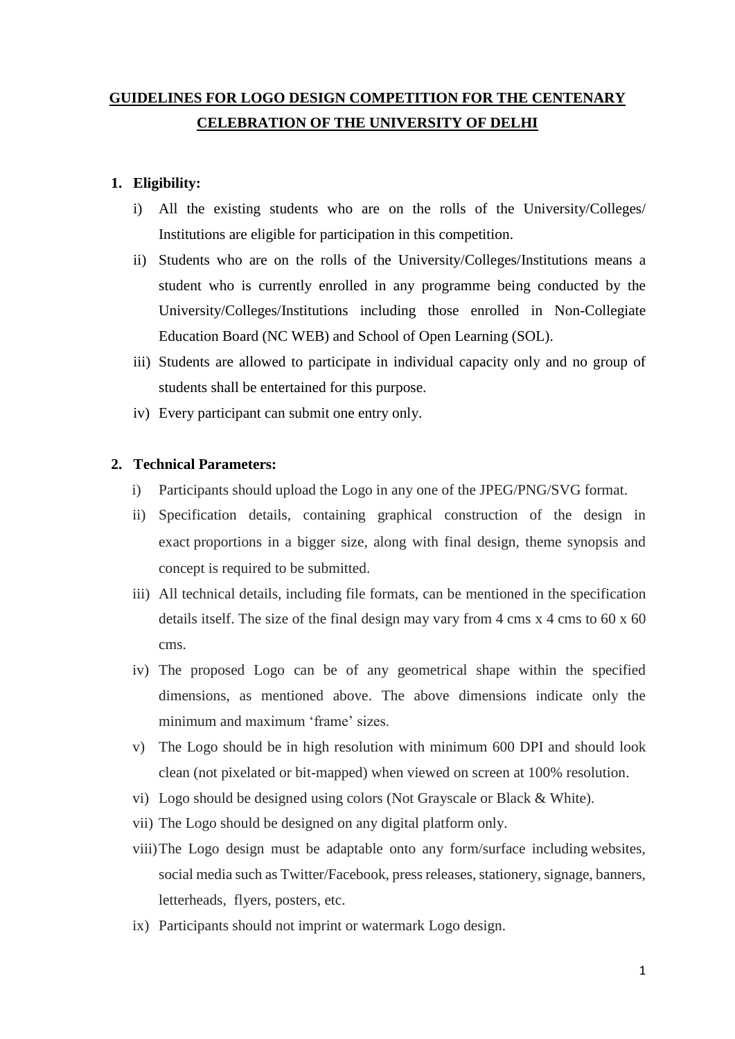# GUIDELINES FOR LOGO DESIGN COMPETITION FOR THE CENTENARY CELEBRATION OF THE UNIVERSITY OF DELHI

**1. Eligibility:**

i) All the existing students who are on the rolls of the University/Colleges/ Institutions are eligible for participation in this competition.

ii) Students who are on the rolls of the University/Colleges/Institutions means a student who is currently enrolled in any programme being conducted by the University/Colleges/Institutions including those enrolled in Non-Collegiate Education Board (NC WEB) and School of Open Learning (SOL).

iii) Students are allowed to participate in individual capacity only and no group of students shall be entertained for this purpose.

iv) Every participant can submit one entry only.

**2. Technical Parameters:**

i) Participants should upload the Logo in any one of the JPEG/PNG/SVG format.

ii) Specification details, containing graphical construction of the design in exact proportions in a bigger size, along with final design, theme synopsis and concept is required to be submitted.

iii) All technical details, including file formats, can be mentioned in the specification details itself. The size of the final design may vary from 4 cms x 4 cms to 60 x 60 cms.

iv) The proposed Logo can be of any geometrical shape within the specified dimensions, as mentioned above. The above dimensions indicate only the minimum and maximum 'frame' sizes.

v) The Logo should be in high resolution with minimum 600 DPI and should look clean (not pixelated or bit-mapped) when viewed on screen at 100% resolution.

vi) Logo should be designed using colors (Not Grayscale or Black & White).

vii) The Logo should be designed on any digital platform only.

viii) The Logo design must be adaptable onto any form/surface including websites, social media such as Twitter/Facebook, press releases, stationery, signage, banners, letterheads, flyers, posters, etc.

ix) Participants should not imprint or watermark Logo design.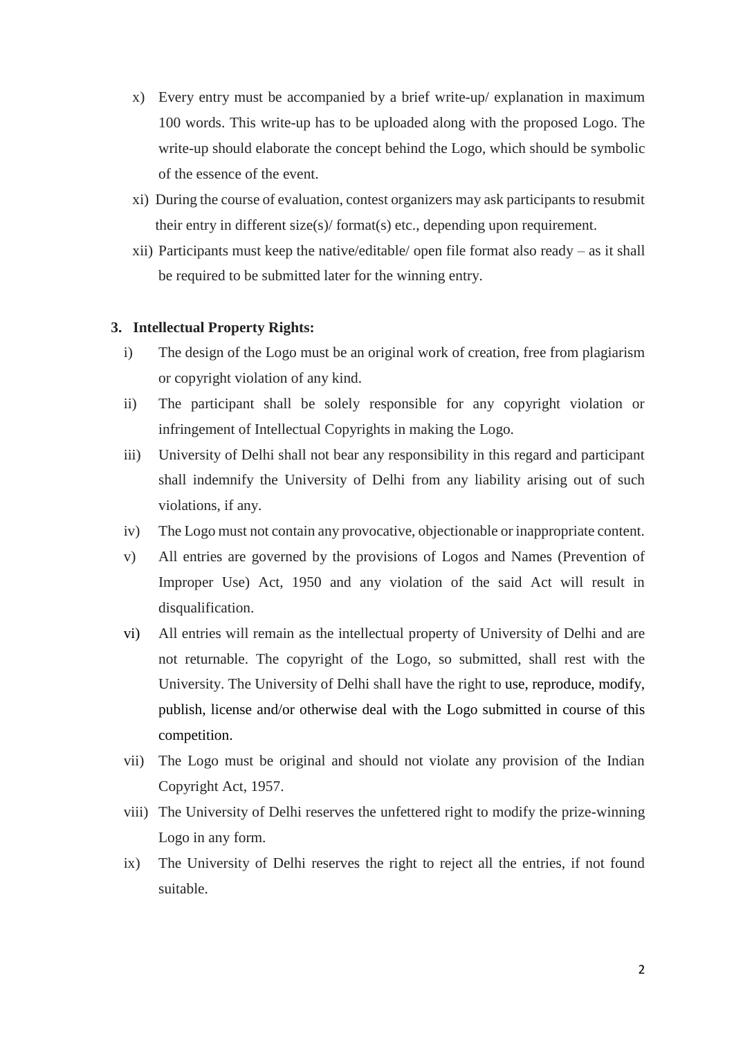x) Every entry must be accompanied by a brief write-up/ explanation in maximum 100 words. This write-up has to be uploaded along with the proposed Logo. The write-up should elaborate the concept behind the Logo, which should be symbolic of the essence of the event.

xi) During the course of evaluation, contest organizers may ask participants to resubmit their entry in different size(s)/ format(s) etc., depending upon requirement.

xii) Participants must keep the native/editable/ open file format also ready – as it shall be required to be submitted later for the winning entry.

**3. Intellectual Property Rights:**

i) The design of the Logo must be an original work of creation, free from plagiarism or copyright violation of any kind.

ii) The participant shall be solely responsible for any copyright violation or infringement of Intellectual Copyrights in making the Logo.

iii) University of Delhi shall not bear any responsibility in this regard and participant shall indemnify the University of Delhi from any liability arising out of such violations, if any.

iv) The Logo must not contain any provocative, objectionable or inappropriate content.

v) All entries are governed by the provisions of Logos and Names (Prevention of Improper Use) Act, 1950 and any violation of the said Act will result in disqualification.

vi) All entries will remain as the intellectual property of University of Delhi and are not returnable. The copyright of the Logo, so submitted, shall rest with the University. The University of Delhi shall have the right to use, reproduce, modify, publish, license and/or otherwise deal with the Logo submitted in course of this competition.

vii) The Logo must be original and should not violate any provision of the Indian Copyright Act, 1957.

viii) The University of Delhi reserves the unfettered right to modify the prize-winning Logo in any form.

ix) The University of Delhi reserves the right to reject all the entries, if not found suitable.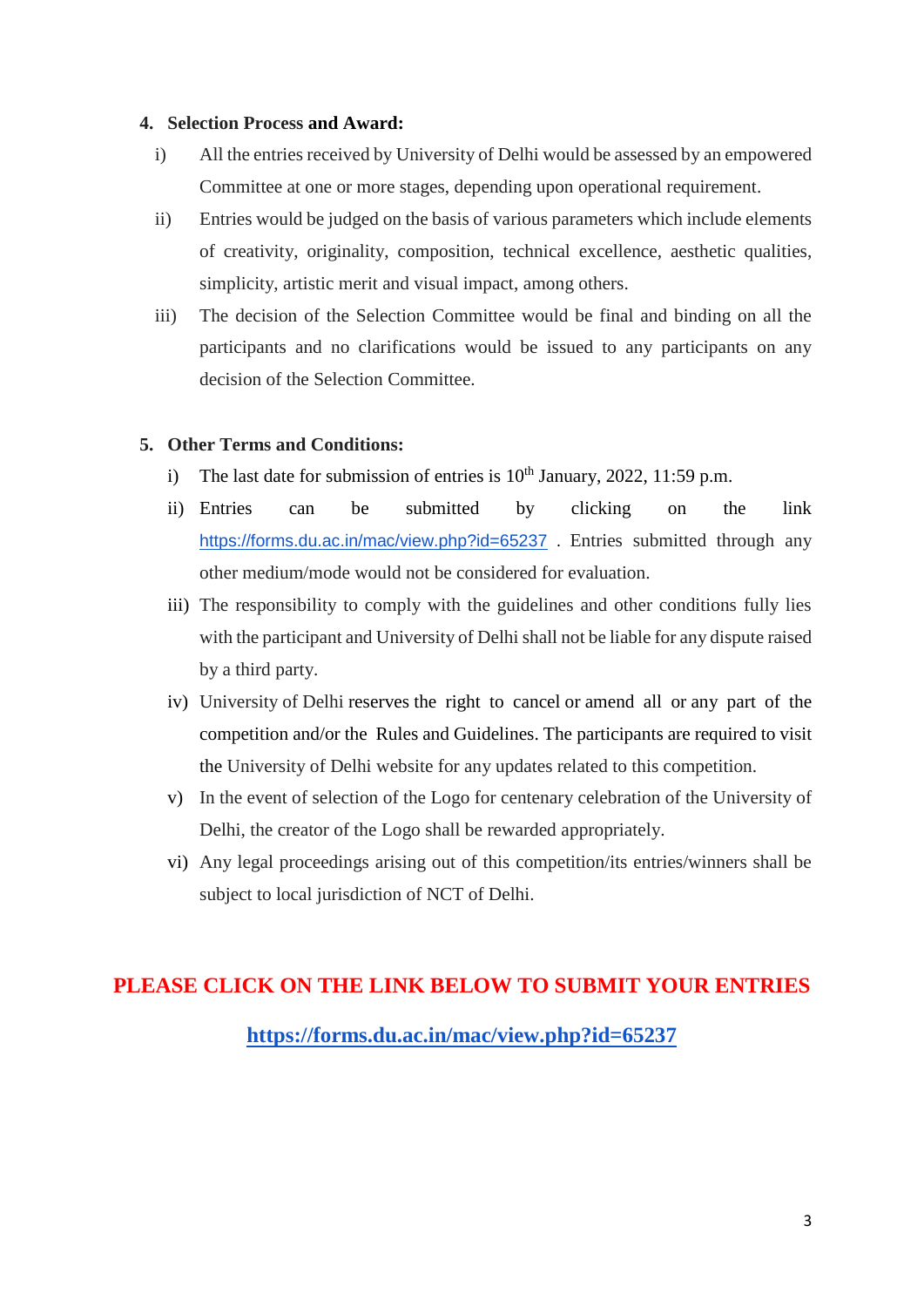4. **Selection Process and Award:**

   i) All the entries received by University of Delhi would be assessed by an empowered Committee at one or more stages, depending upon operational requirement.

   ii) Entries would be judged on the basis of various parameters which include elements of creativity, originality, composition, technical excellence, aesthetic qualities, simplicity, artistic merit and visual impact, among others.

   iii) The decision of the Selection Committee would be final and binding on all the participants and no clarifications would be issued to any participants on any decision of the Selection Committee.

5. **Other Terms and Conditions:**

   i) The last date for submission of entries is 10th January, 2022, 11:59 p.m.

   ii) Entries can be submitted by clicking on the link https://forms.du.ac.in/mac/view.php?id=65237 . Entries submitted through any other medium/mode would not be considered for evaluation.

   iii) The responsibility to comply with the guidelines and other conditions fully lies with the participant and University of Delhi shall not be liable for any dispute raised by a third party.

   iv) University of Delhi reserves the right to cancel or amend all or any part of the competition and/or the Rules and Guidelines. The participants are required to visit the University of Delhi website for any updates related to this competition.

   v) In the event of selection of the Logo for centenary celebration of the University of Delhi, the creator of the Logo shall be rewarded appropriately.

   vi) Any legal proceedings arising out of this competition/its entries/winners shall be subject to local jurisdiction of NCT of Delhi.

**PLEASE CLICK ON THE LINK BELOW TO SUBMIT YOUR ENTRIES**

**https://forms.du.ac.in/mac/view.php?id=65237**